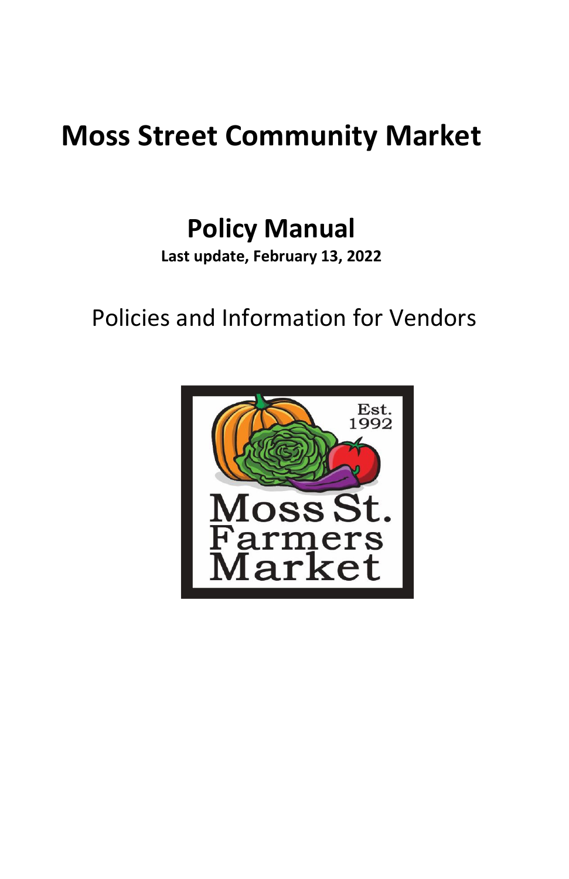# Moss Street Community Market

## Policy Manual

**Last update, February 13, 2022**

Policies and Information for Vendors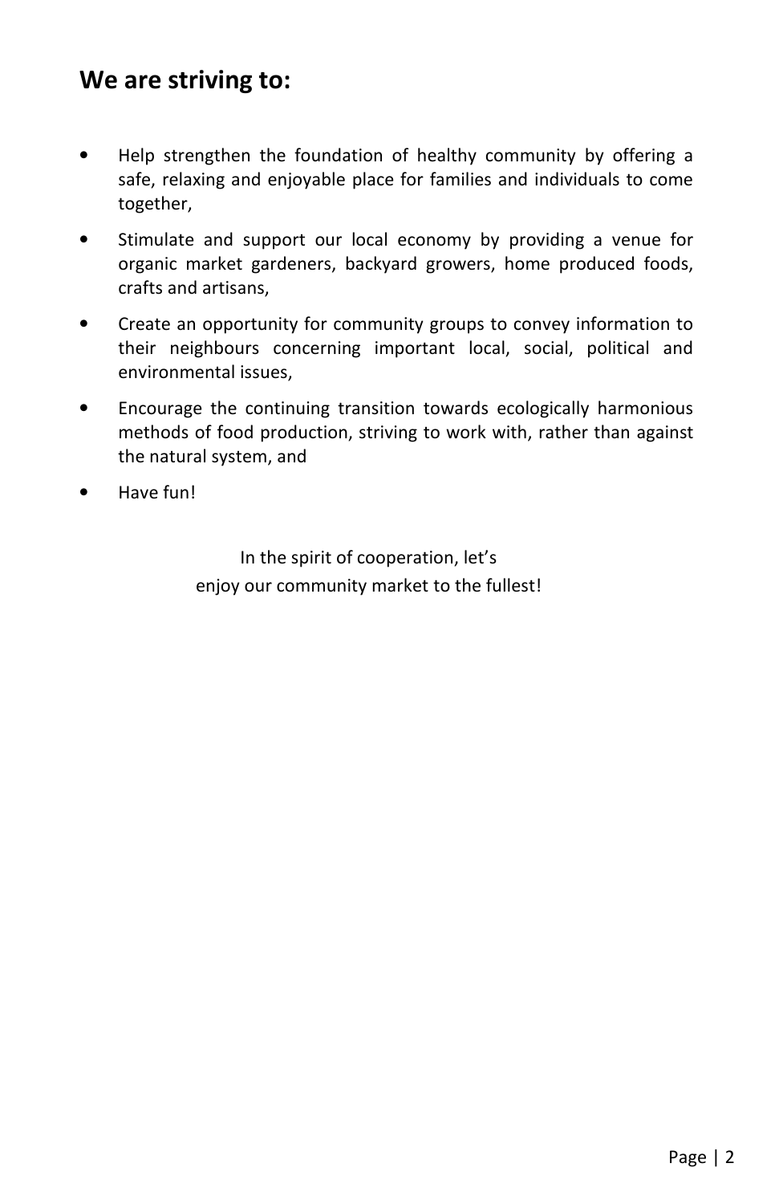## We are striving to:

- Help strengthen the foundation of healthy community by offering a safe, relaxing and enjoyable place for families and individuals to come together,
- Stimulate and support our local economy by providing a venue for organic market gardeners, backyard growers, home produced foods, crafts and artisans,
- Create an opportunity for community groups to convey information to their neighbours concerning important local, social, political and environmental issues,
- Encourage the continuing transition towards ecologically harmonious methods of food production, striving to work with, rather than against the natural system, and
- Have fun!

In the spirit of cooperation, let's
enjoy our community market to the fullest!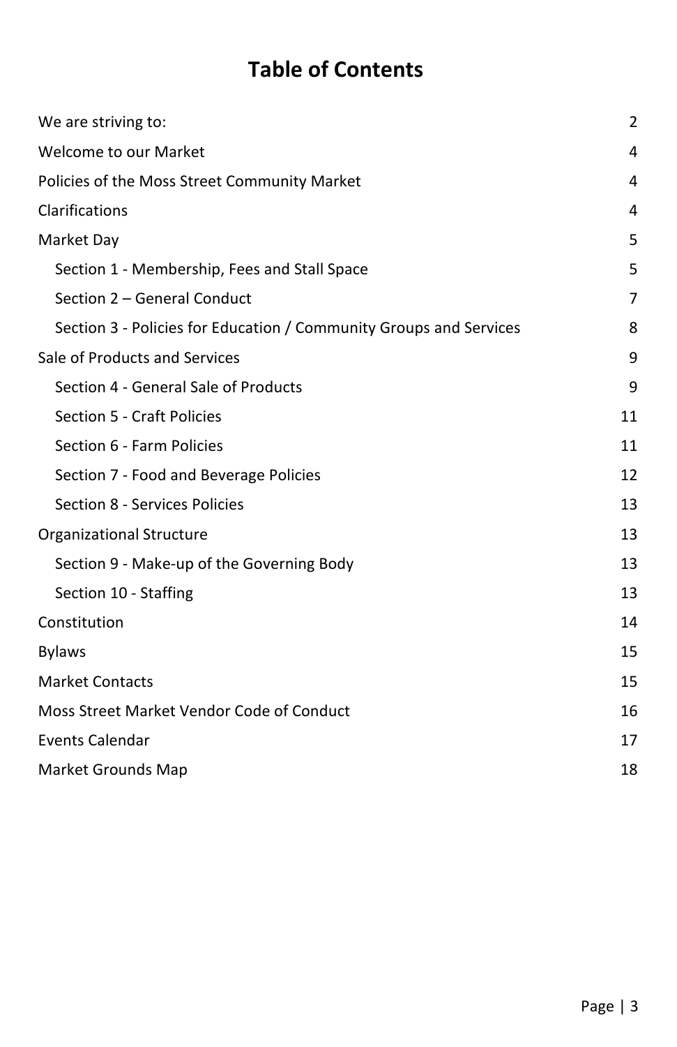# Table of Contents

- We are striving to: 2
- Welcome to our Market 4
- Policies of the Moss Street Community Market 4
- Clarifications 4
- Market Day 5
  - Section 1 - Membership, Fees and Stall Space 5
  - Section 2 – General Conduct 7
  - Section 3 - Policies for Education / Community Groups and Services 8
- Sale of Products and Services 9
  - Section 4 - General Sale of Products 9
  - Section 5 - Craft Policies 11
  - Section 6 - Farm Policies 11
  - Section 7 - Food and Beverage Policies 12
  - Section 8 - Services Policies 13
- Organizational Structure 13
  - Section 9 - Make-up of the Governing Body 13
  - Section 10 - Staffing 13
- Constitution 14
- Bylaws 15
- Market Contacts 15
- Moss Street Market Vendor Code of Conduct 16
- Events Calendar 17
- Market Grounds Map 18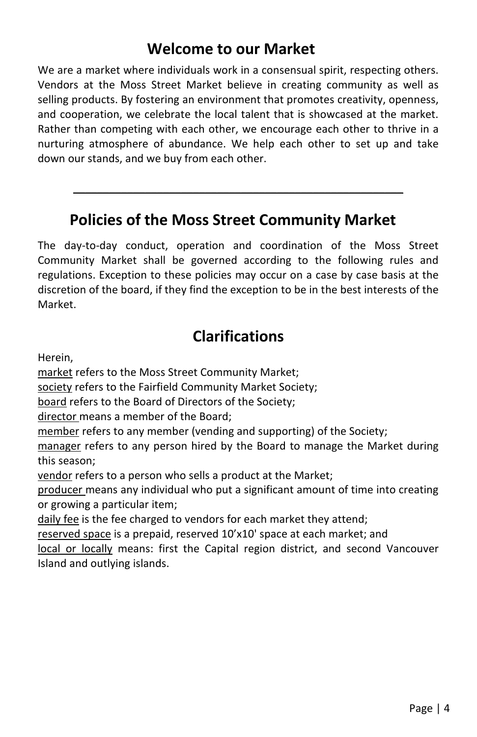## Welcome to our Market

We are a market where individuals work in a consensual spirit, respecting others. Vendors at the Moss Street Market believe in creating community as well as selling products. By fostering an environment that promotes creativity, openness, and cooperation, we celebrate the local talent that is showcased at the market. Rather than competing with each other, we encourage each other to thrive in a nurturing atmosphere of abundance. We help each other to set up and take down our stands, and we buy from each other.

---

## Policies of the Moss Street Community Market

The day-to-day conduct, operation and coordination of the Moss Street Community Market shall be governed according to the following rules and regulations. Exception to these policies may occur on a case by case basis at the discretion of the board, if they find the exception to be in the best interests of the Market.

## Clarifications

Herein,

<u>market</u> refers to the Moss Street Community Market;
<u>society</u> refers to the Fairfield Community Market Society;
<u>board</u> refers to the Board of Directors of the Society;
<u>director</u> means a member of the Board;
<u>member</u> refers to any member (vending and supporting) of the Society;
<u>manager</u> refers to any person hired by the Board to manage the Market during this season;
<u>vendor</u> refers to a person who sells a product at the Market;
<u>producer</u> means any individual who put a significant amount of time into creating or growing a particular item;
<u>daily fee</u> is the fee charged to vendors for each market they attend;
<u>reserved space</u> is a prepaid, reserved 10'x10' space at each market; and
<u>local or locally</u> means: first the Capital region district, and second Vancouver Island and outlying islands.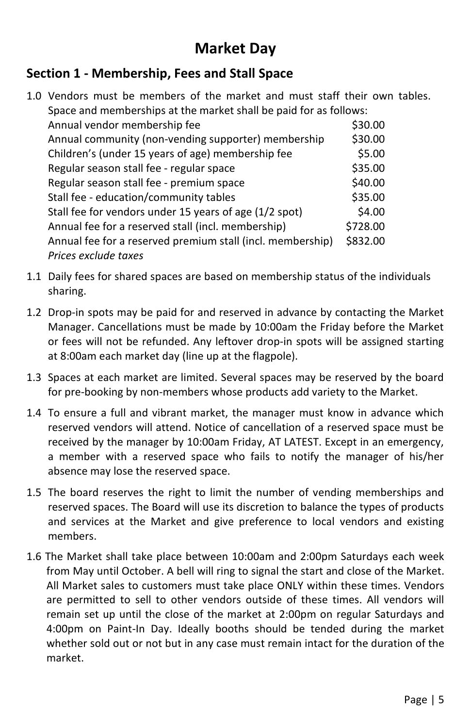# Market Day

## Section 1 - Membership, Fees and Stall Space

1.0 Vendors must be members of the market and must staff their own tables. Space and memberships at the market shall be paid for as follows:

| | |
|---|---|
| Annual vendor membership fee | $30.00 |
| Annual community (non-vending supporter) membership | $30.00 |
| Children's (under 15 years of age) membership fee | $5.00 |
| Regular season stall fee - regular space | $35.00 |
| Regular season stall fee - premium space | $40.00 |
| Stall fee - education/community tables | $35.00 |
| Stall fee for vendors under 15 years of age (1/2 spot) | $4.00 |
| Annual fee for a reserved stall (incl. membership) | $728.00 |
| Annual fee for a reserved premium stall (incl. membership) | $832.00 |

*Prices exclude taxes*

1.1 Daily fees for shared spaces are based on membership status of the individuals sharing.

1.2 Drop-in spots may be paid for and reserved in advance by contacting the Market Manager. Cancellations must be made by 10:00am the Friday before the Market or fees will not be refunded. Any leftover drop-in spots will be assigned starting at 8:00am each market day (line up at the flagpole).

1.3 Spaces at each market are limited. Several spaces may be reserved by the board for pre-booking by non-members whose products add variety to the Market.

1.4 To ensure a full and vibrant market, the manager must know in advance which reserved vendors will attend. Notice of cancellation of a reserved space must be received by the manager by 10:00am Friday, AT LATEST. Except in an emergency, a member with a reserved space who fails to notify the manager of his/her absence may lose the reserved space.

1.5 The board reserves the right to limit the number of vending memberships and reserved spaces. The Board will use its discretion to balance the types of products and services at the Market and give preference to local vendors and existing members.

1.6 The Market shall take place between 10:00am and 2:00pm Saturdays each week from May until October. A bell will ring to signal the start and close of the Market. All Market sales to customers must take place ONLY within these times. Vendors are permitted to sell to other vendors outside of these times. All vendors will remain set up until the close of the market at 2:00pm on regular Saturdays and 4:00pm on Paint-In Day. Ideally booths should be tended during the market whether sold out or not but in any case must remain intact for the duration of the market.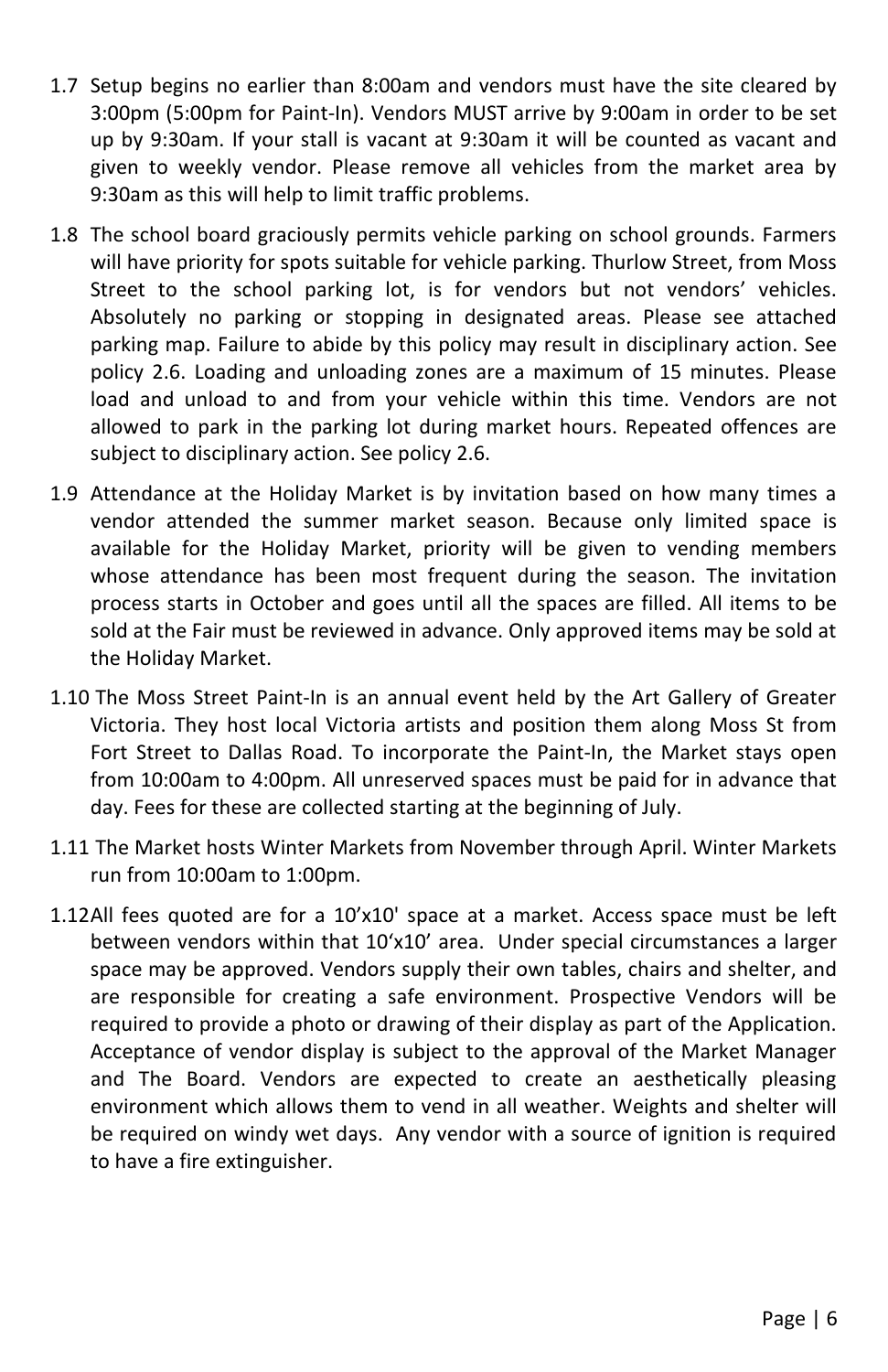1.7 Setup begins no earlier than 8:00am and vendors must have the site cleared by 3:00pm (5:00pm for Paint-In). Vendors MUST arrive by 9:00am in order to be set up by 9:30am. If your stall is vacant at 9:30am it will be counted as vacant and given to weekly vendor. Please remove all vehicles from the market area by 9:30am as this will help to limit traffic problems.

1.8 The school board graciously permits vehicle parking on school grounds. Farmers will have priority for spots suitable for vehicle parking. Thurlow Street, from Moss Street to the school parking lot, is for vendors but not vendors' vehicles. Absolutely no parking or stopping in designated areas. Please see attached parking map. Failure to abide by this policy may result in disciplinary action. See policy 2.6. Loading and unloading zones are a maximum of 15 minutes. Please load and unload to and from your vehicle within this time. Vendors are not allowed to park in the parking lot during market hours. Repeated offences are subject to disciplinary action. See policy 2.6.

1.9 Attendance at the Holiday Market is by invitation based on how many times a vendor attended the summer market season. Because only limited space is available for the Holiday Market, priority will be given to vending members whose attendance has been most frequent during the season. The invitation process starts in October and goes until all the spaces are filled. All items to be sold at the Fair must be reviewed in advance. Only approved items may be sold at the Holiday Market.

1.10 The Moss Street Paint-In is an annual event held by the Art Gallery of Greater Victoria. They host local Victoria artists and position them along Moss St from Fort Street to Dallas Road. To incorporate the Paint-In, the Market stays open from 10:00am to 4:00pm. All unreserved spaces must be paid for in advance that day. Fees for these are collected starting at the beginning of July.

1.11 The Market hosts Winter Markets from November through April. Winter Markets run from 10:00am to 1:00pm.

1.12 All fees quoted are for a 10'x10' space at a market. Access space must be left between vendors within that 10'x10' area. Under special circumstances a larger space may be approved. Vendors supply their own tables, chairs and shelter, and are responsible for creating a safe environment. Prospective Vendors will be required to provide a photo or drawing of their display as part of the Application. Acceptance of vendor display is subject to the approval of the Market Manager and The Board. Vendors are expected to create an aesthetically pleasing environment which allows them to vend in all weather. Weights and shelter will be required on windy wet days. Any vendor with a source of ignition is required to have a fire extinguisher.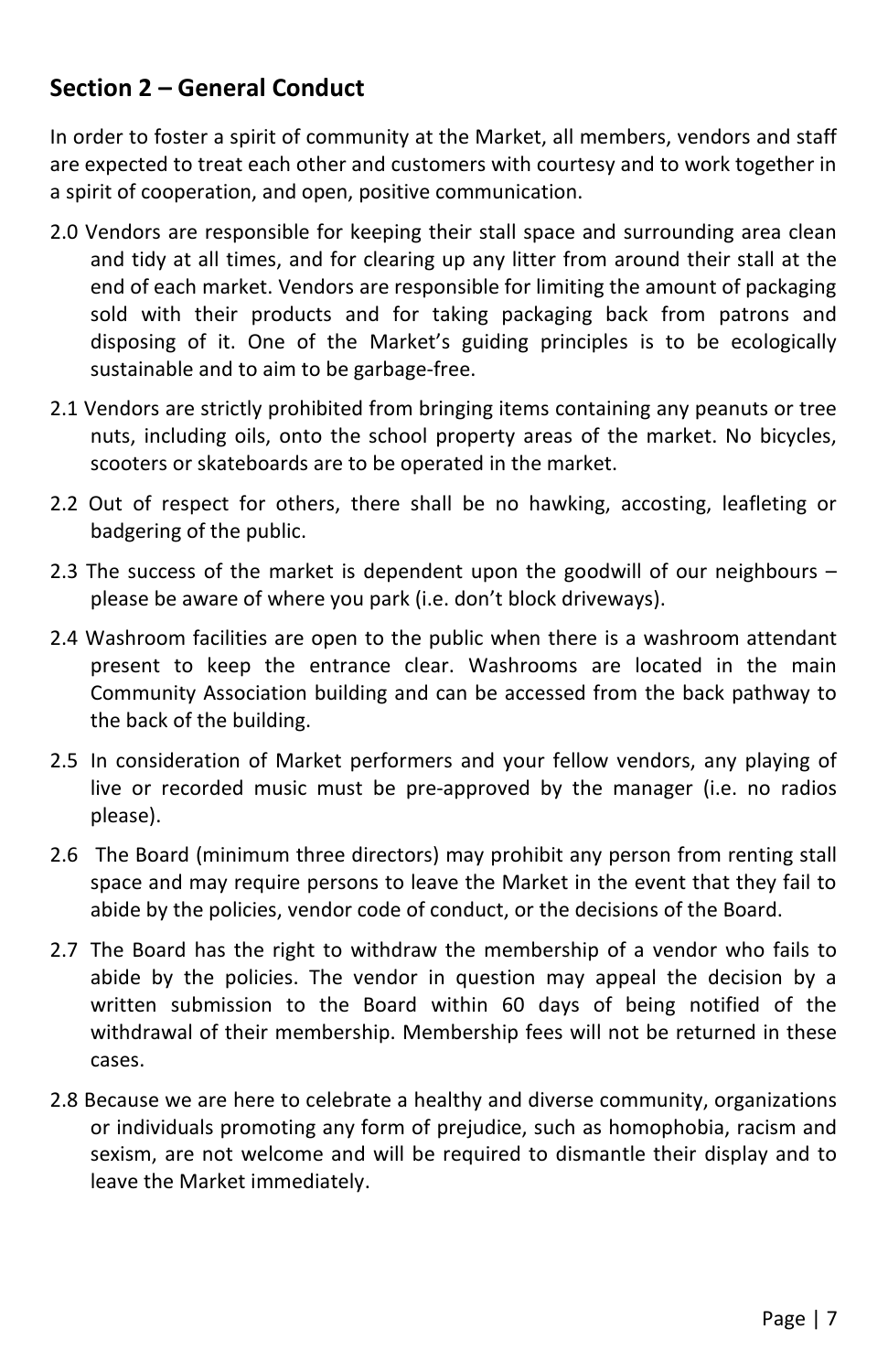## Section 2 – General Conduct

In order to foster a spirit of community at the Market, all members, vendors and staff are expected to treat each other and customers with courtesy and to work together in a spirit of cooperation, and open, positive communication.

2.0 Vendors are responsible for keeping their stall space and surrounding area clean and tidy at all times, and for clearing up any litter from around their stall at the end of each market. Vendors are responsible for limiting the amount of packaging sold with their products and for taking packaging back from patrons and disposing of it. One of the Market's guiding principles is to be ecologically sustainable and to aim to be garbage-free.

2.1 Vendors are strictly prohibited from bringing items containing any peanuts or tree nuts, including oils, onto the school property areas of the market. No bicycles, scooters or skateboards are to be operated in the market.

2.2 Out of respect for others, there shall be no hawking, accosting, leafleting or badgering of the public.

2.3 The success of the market is dependent upon the goodwill of our neighbours – please be aware of where you park (i.e. don't block driveways).

2.4 Washroom facilities are open to the public when there is a washroom attendant present to keep the entrance clear. Washrooms are located in the main Community Association building and can be accessed from the back pathway to the back of the building.

2.5 In consideration of Market performers and your fellow vendors, any playing of live or recorded music must be pre-approved by the manager (i.e. no radios please).

2.6 The Board (minimum three directors) may prohibit any person from renting stall space and may require persons to leave the Market in the event that they fail to abide by the policies, vendor code of conduct, or the decisions of the Board.

2.7 The Board has the right to withdraw the membership of a vendor who fails to abide by the policies. The vendor in question may appeal the decision by a written submission to the Board within 60 days of being notified of the withdrawal of their membership. Membership fees will not be returned in these cases.

2.8 Because we are here to celebrate a healthy and diverse community, organizations or individuals promoting any form of prejudice, such as homophobia, racism and sexism, are not welcome and will be required to dismantle their display and to leave the Market immediately.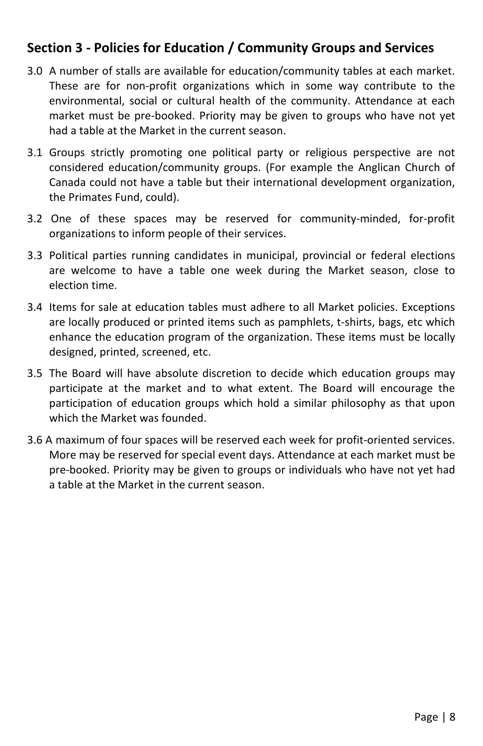## Section 3 - Policies for Education / Community Groups and Services

3.0 A number of stalls are available for education/community tables at each market. These are for non-profit organizations which in some way contribute to the environmental, social or cultural health of the community. Attendance at each market must be pre-booked. Priority may be given to groups who have not yet had a table at the Market in the current season.

3.1 Groups strictly promoting one political party or religious perspective are not considered education/community groups. (For example the Anglican Church of Canada could not have a table but their international development organization, the Primates Fund, could).

3.2 One of these spaces may be reserved for community-minded, for-profit organizations to inform people of their services.

3.3 Political parties running candidates in municipal, provincial or federal elections are welcome to have a table one week during the Market season, close to election time.

3.4 Items for sale at education tables must adhere to all Market policies. Exceptions are locally produced or printed items such as pamphlets, t-shirts, bags, etc which enhance the education program of the organization. These items must be locally designed, printed, screened, etc.

3.5 The Board will have absolute discretion to decide which education groups may participate at the market and to what extent. The Board will encourage the participation of education groups which hold a similar philosophy as that upon which the Market was founded.

3.6 A maximum of four spaces will be reserved each week for profit-oriented services. More may be reserved for special event days. Attendance at each market must be pre-booked. Priority may be given to groups or individuals who have not yet had a table at the Market in the current season.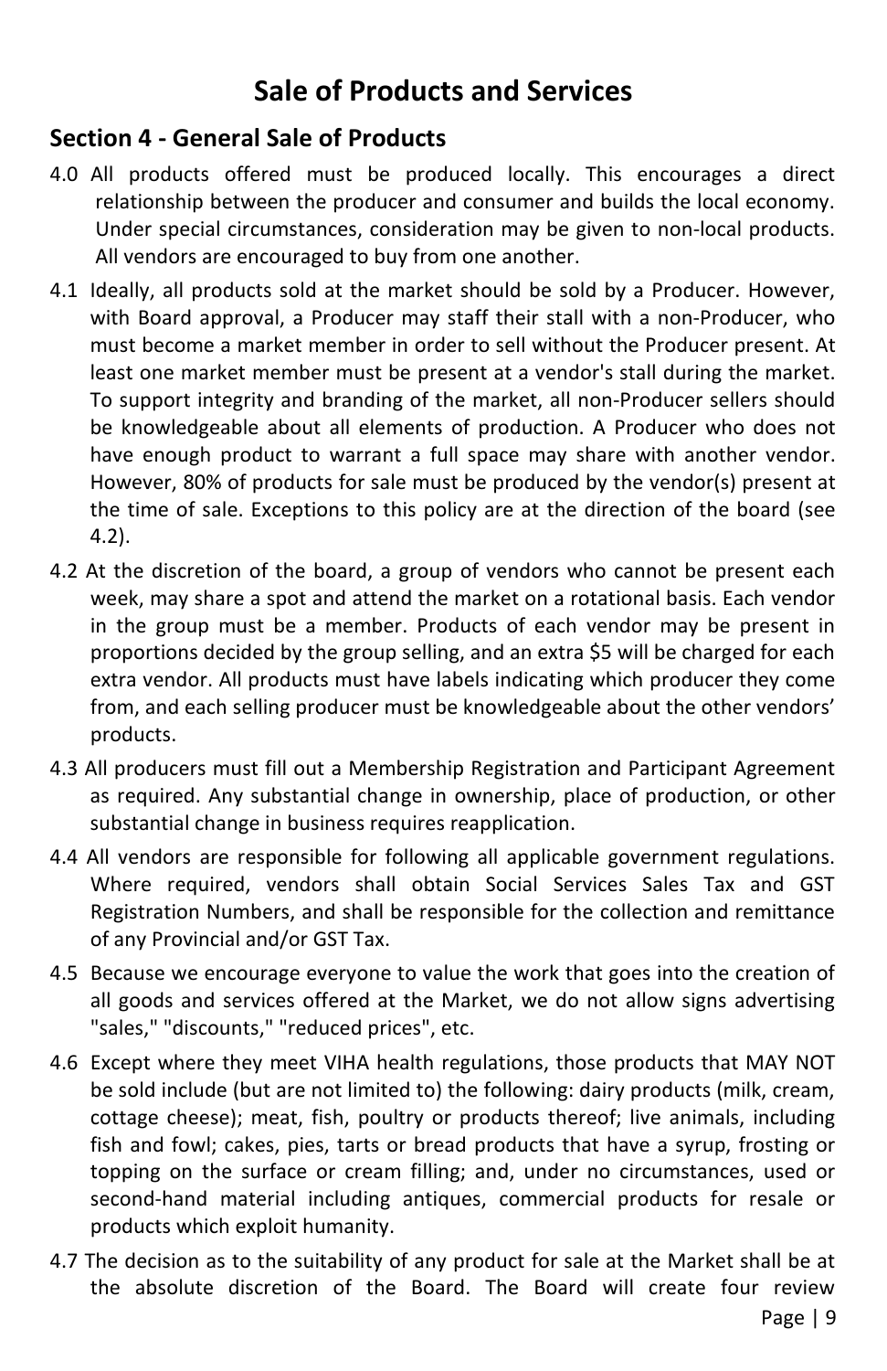# Sale of Products and Services

## Section 4 - General Sale of Products

4.0 All products offered must be produced locally. This encourages a direct relationship between the producer and consumer and builds the local economy. Under special circumstances, consideration may be given to non-local products. All vendors are encouraged to buy from one another.

4.1 Ideally, all products sold at the market should be sold by a Producer. However, with Board approval, a Producer may staff their stall with a non-Producer, who must become a market member in order to sell without the Producer present. At least one market member must be present at a vendor's stall during the market. To support integrity and branding of the market, all non-Producer sellers should be knowledgeable about all elements of production. A Producer who does not have enough product to warrant a full space may share with another vendor. However, 80% of products for sale must be produced by the vendor(s) present at the time of sale. Exceptions to this policy are at the direction of the board (see 4.2).

4.2 At the discretion of the board, a group of vendors who cannot be present each week, may share a spot and attend the market on a rotational basis. Each vendor in the group must be a member. Products of each vendor may be present in proportions decided by the group selling, and an extra $5 will be charged for each extra vendor. All products must have labels indicating which producer they come from, and each selling producer must be knowledgeable about the other vendors' products.

4.3 All producers must fill out a Membership Registration and Participant Agreement as required. Any substantial change in ownership, place of production, or other substantial change in business requires reapplication.

4.4 All vendors are responsible for following all applicable government regulations. Where required, vendors shall obtain Social Services Sales Tax and GST Registration Numbers, and shall be responsible for the collection and remittance of any Provincial and/or GST Tax.

4.5 Because we encourage everyone to value the work that goes into the creation of all goods and services offered at the Market, we do not allow signs advertising "sales," "discounts," "reduced prices", etc.

4.6 Except where they meet VIHA health regulations, those products that MAY NOT be sold include (but are not limited to) the following: dairy products (milk, cream, cottage cheese); meat, fish, poultry or products thereof; live animals, including fish and fowl; cakes, pies, tarts or bread products that have a syrup, frosting or topping on the surface or cream filling; and, under no circumstances, used or second-hand material including antiques, commercial products for resale or products which exploit humanity.

4.7 The decision as to the suitability of any product for sale at the Market shall be at the absolute discretion of the Board. The Board will create four review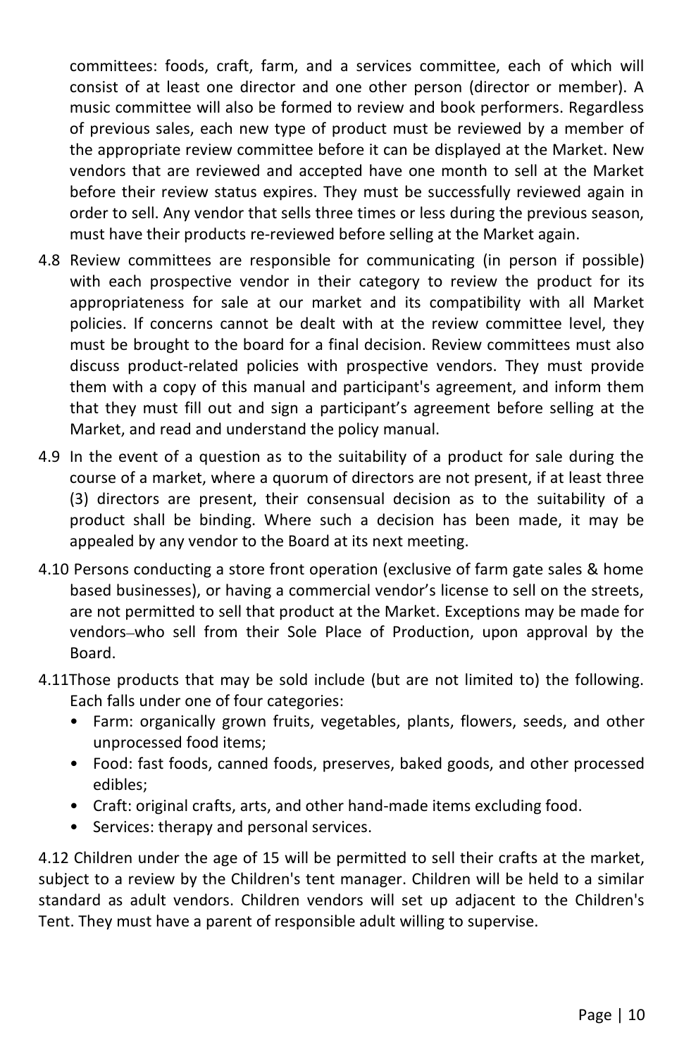committees: foods, craft, farm, and a services committee, each of which will consist of at least one director and one other person (director or member). A music committee will also be formed to review and book performers. Regardless of previous sales, each new type of product must be reviewed by a member of the appropriate review committee before it can be displayed at the Market. New vendors that are reviewed and accepted have one month to sell at the Market before their review status expires. They must be successfully reviewed again in order to sell. Any vendor that sells three times or less during the previous season, must have their products re-reviewed before selling at the Market again.

4.8 Review committees are responsible for communicating (in person if possible) with each prospective vendor in their category to review the product for its appropriateness for sale at our market and its compatibility with all Market policies. If concerns cannot be dealt with at the review committee level, they must be brought to the board for a final decision. Review committees must also discuss product-related policies with prospective vendors. They must provide them with a copy of this manual and participant's agreement, and inform them that they must fill out and sign a participant's agreement before selling at the Market, and read and understand the policy manual.

4.9 In the event of a question as to the suitability of a product for sale during the course of a market, where a quorum of directors are not present, if at least three (3) directors are present, their consensual decision as to the suitability of a product shall be binding. Where such a decision has been made, it may be appealed by any vendor to the Board at its next meeting.

4.10 Persons conducting a store front operation (exclusive of farm gate sales & home based businesses), or having a commercial vendor's license to sell on the streets, are not permitted to sell that product at the Market. Exceptions may be made for vendors who sell from their Sole Place of Production, upon approval by the Board.

4.11 Those products that may be sold include (but are not limited to) the following. Each falls under one of four categories:

- Farm: organically grown fruits, vegetables, plants, flowers, seeds, and other unprocessed food items;
- Food: fast foods, canned foods, preserves, baked goods, and other processed edibles;
- Craft: original crafts, arts, and other hand-made items excluding food.
- Services: therapy and personal services.

4.12 Children under the age of 15 will be permitted to sell their crafts at the market, subject to a review by the Children's tent manager. Children will be held to a similar standard as adult vendors. Children vendors will set up adjacent to the Children's Tent. They must have a parent of responsible adult willing to supervise.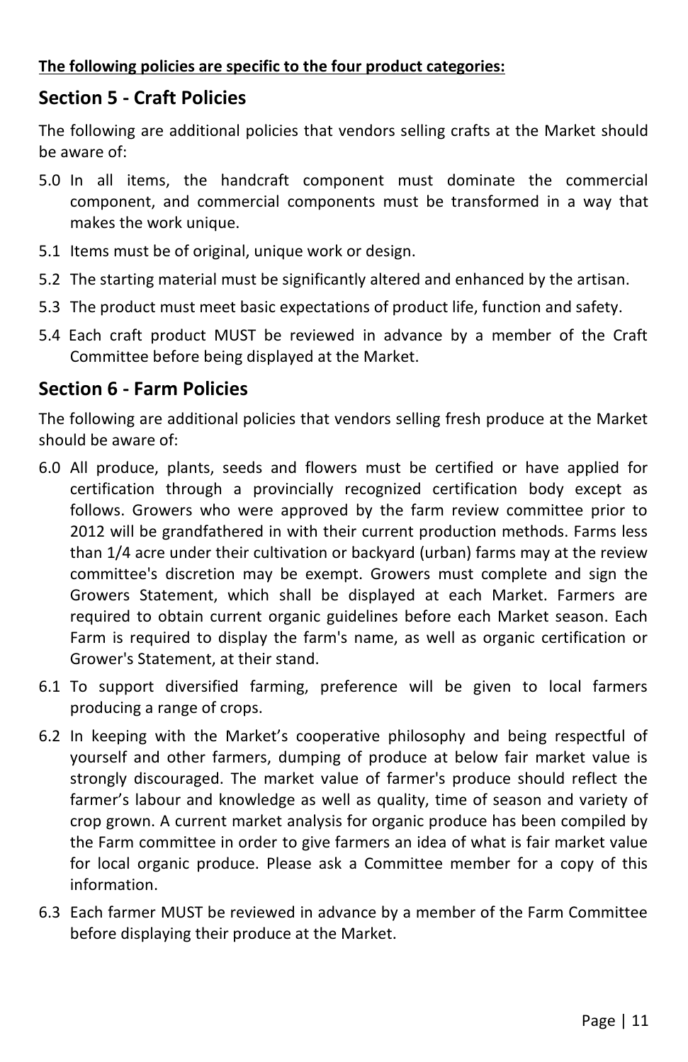**The following policies are specific to the four product categories:**

## Section 5 - Craft Policies

The following are additional policies that vendors selling crafts at the Market should be aware of:

5.0 In all items, the handcraft component must dominate the commercial component, and commercial components must be transformed in a way that makes the work unique.

5.1 Items must be of original, unique work or design.

5.2 The starting material must be significantly altered and enhanced by the artisan.

5.3 The product must meet basic expectations of product life, function and safety.

5.4 Each craft product MUST be reviewed in advance by a member of the Craft Committee before being displayed at the Market.

## Section 6 - Farm Policies

The following are additional policies that vendors selling fresh produce at the Market should be aware of:

6.0 All produce, plants, seeds and flowers must be certified or have applied for certification through a provincially recognized certification body except as follows. Growers who were approved by the farm review committee prior to 2012 will be grandfathered in with their current production methods. Farms less than 1/4 acre under their cultivation or backyard (urban) farms may at the review committee's discretion may be exempt. Growers must complete and sign the Growers Statement, which shall be displayed at each Market. Farmers are required to obtain current organic guidelines before each Market season. Each Farm is required to display the farm's name, as well as organic certification or Grower's Statement, at their stand.

6.1 To support diversified farming, preference will be given to local farmers producing a range of crops.

6.2 In keeping with the Market's cooperative philosophy and being respectful of yourself and other farmers, dumping of produce at below fair market value is strongly discouraged. The market value of farmer's produce should reflect the farmer's labour and knowledge as well as quality, time of season and variety of crop grown. A current market analysis for organic produce has been compiled by the Farm committee in order to give farmers an idea of what is fair market value for local organic produce. Please ask a Committee member for a copy of this information.

6.3 Each farmer MUST be reviewed in advance by a member of the Farm Committee before displaying their produce at the Market.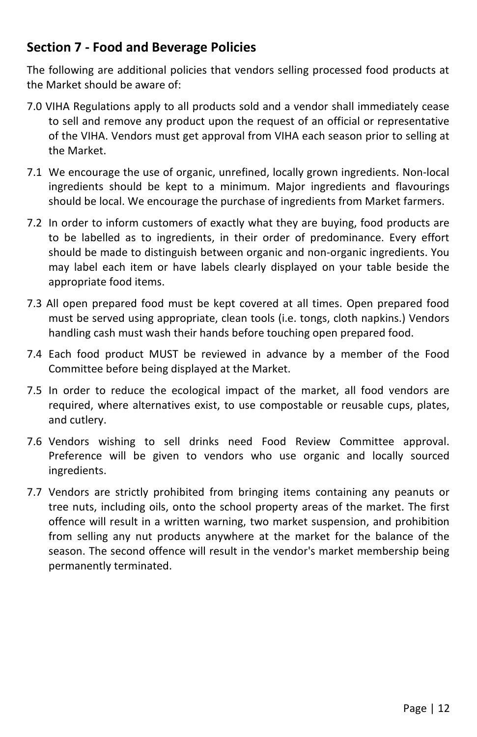## Section 7 - Food and Beverage Policies

The following are additional policies that vendors selling processed food products at the Market should be aware of:

7.0 VIHA Regulations apply to all products sold and a vendor shall immediately cease to sell and remove any product upon the request of an official or representative of the VIHA. Vendors must get approval from VIHA each season prior to selling at the Market.

7.1 We encourage the use of organic, unrefined, locally grown ingredients. Non-local ingredients should be kept to a minimum. Major ingredients and flavourings should be local. We encourage the purchase of ingredients from Market farmers.

7.2 In order to inform customers of exactly what they are buying, food products are to be labelled as to ingredients, in their order of predominance. Every effort should be made to distinguish between organic and non-organic ingredients. You may label each item or have labels clearly displayed on your table beside the appropriate food items.

7.3 All open prepared food must be kept covered at all times. Open prepared food must be served using appropriate, clean tools (i.e. tongs, cloth napkins.) Vendors handling cash must wash their hands before touching open prepared food.

7.4 Each food product MUST be reviewed in advance by a member of the Food Committee before being displayed at the Market.

7.5 In order to reduce the ecological impact of the market, all food vendors are required, where alternatives exist, to use compostable or reusable cups, plates, and cutlery.

7.6 Vendors wishing to sell drinks need Food Review Committee approval. Preference will be given to vendors who use organic and locally sourced ingredients.

7.7 Vendors are strictly prohibited from bringing items containing any peanuts or tree nuts, including oils, onto the school property areas of the market. The first offence will result in a written warning, two market suspension, and prohibition from selling any nut products anywhere at the market for the balance of the season. The second offence will result in the vendor's market membership being permanently terminated.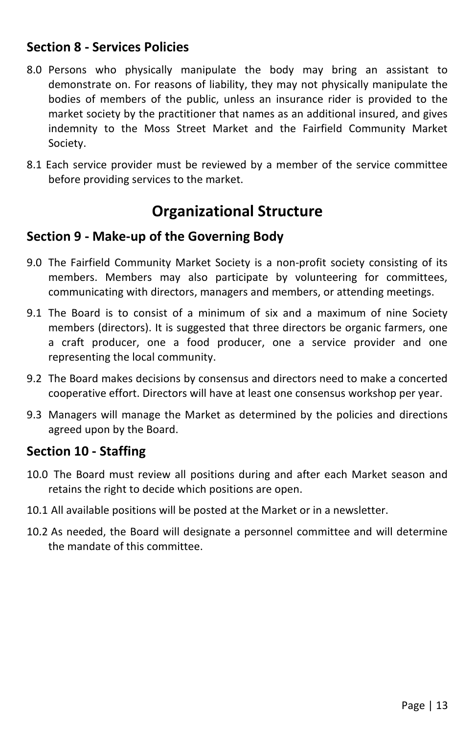## Section 8 - Services Policies

8.0 Persons who physically manipulate the body may bring an assistant to demonstrate on. For reasons of liability, they may not physically manipulate the bodies of members of the public, unless an insurance rider is provided to the market society by the practitioner that names as an additional insured, and gives indemnity to the Moss Street Market and the Fairfield Community Market Society.

8.1 Each service provider must be reviewed by a member of the service committee before providing services to the market.

# Organizational Structure

## Section 9 - Make-up of the Governing Body

9.0 The Fairfield Community Market Society is a non-profit society consisting of its members. Members may also participate by volunteering for committees, communicating with directors, managers and members, or attending meetings.

9.1 The Board is to consist of a minimum of six and a maximum of nine Society members (directors). It is suggested that three directors be organic farmers, one a craft producer, one a food producer, one a service provider and one representing the local community.

9.2 The Board makes decisions by consensus and directors need to make a concerted cooperative effort. Directors will have at least one consensus workshop per year.

9.3 Managers will manage the Market as determined by the policies and directions agreed upon by the Board.

## Section 10 - Staffing

10.0 The Board must review all positions during and after each Market season and retains the right to decide which positions are open.

10.1 All available positions will be posted at the Market or in a newsletter.

10.2 As needed, the Board will designate a personnel committee and will determine the mandate of this committee.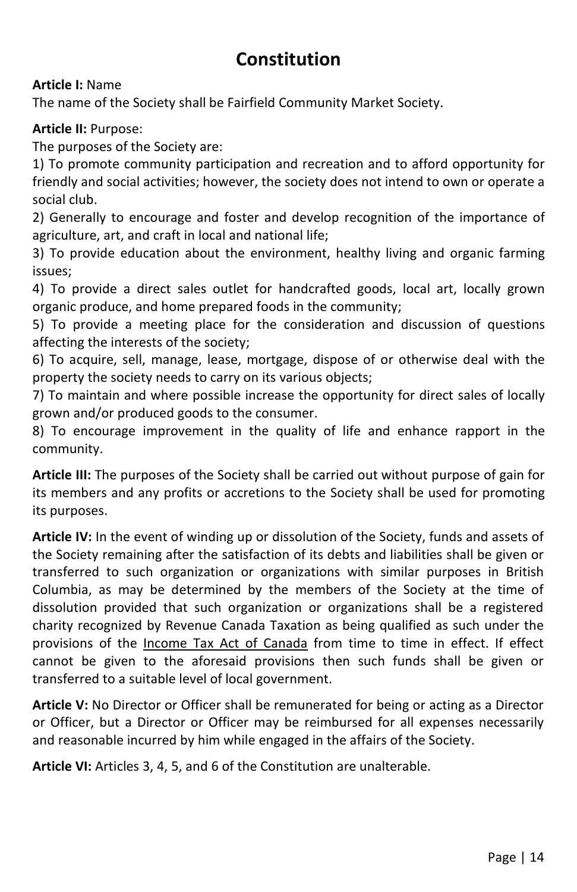# Constitution

**Article I:** Name
The name of the Society shall be Fairfield Community Market Society.

**Article II:** Purpose:
The purposes of the Society are:

1) To promote community participation and recreation and to afford opportunity for friendly and social activities; however, the society does not intend to own or operate a social club.
2) Generally to encourage and foster and develop recognition of the importance of agriculture, art, and craft in local and national life;
3) To provide education about the environment, healthy living and organic farming issues;
4) To provide a direct sales outlet for handcrafted goods, local art, locally grown organic produce, and home prepared foods in the community;
5) To provide a meeting place for the consideration and discussion of questions affecting the interests of the society;
6) To acquire, sell, manage, lease, mortgage, dispose of or otherwise deal with the property the society needs to carry on its various objects;
7) To maintain and where possible increase the opportunity for direct sales of locally grown and/or produced goods to the consumer.
8) To encourage improvement in the quality of life and enhance rapport in the community.

**Article III:** The purposes of the Society shall be carried out without purpose of gain for its members and any profits or accretions to the Society shall be used for promoting its purposes.

**Article IV:** In the event of winding up or dissolution of the Society, funds and assets of the Society remaining after the satisfaction of its debts and liabilities shall be given or transferred to such organization or organizations with similar purposes in British Columbia, as may be determined by the members of the Society at the time of dissolution provided that such organization or organizations shall be a registered charity recognized by Revenue Canada Taxation as being qualified as such under the provisions of the Income Tax Act of Canada from time to time in effect. If effect cannot be given to the aforesaid provisions then such funds shall be given or transferred to a suitable level of local government.

**Article V:** No Director or Officer shall be remunerated for being or acting as a Director or Officer, but a Director or Officer may be reimbursed for all expenses necessarily and reasonable incurred by him while engaged in the affairs of the Society.

**Article VI:** Articles 3, 4, 5, and 6 of the Constitution are unalterable.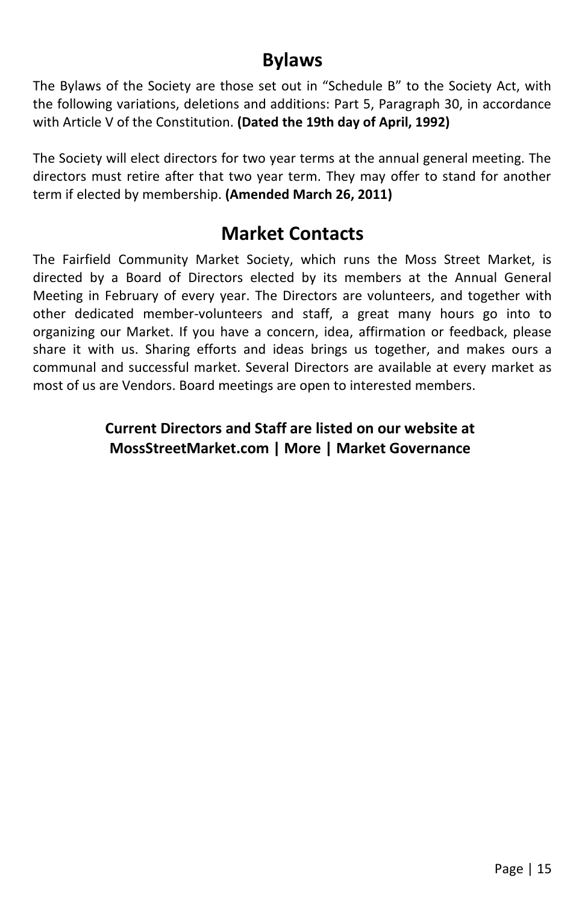## Bylaws

The Bylaws of the Society are those set out in "Schedule B" to the Society Act, with the following variations, deletions and additions: Part 5, Paragraph 30, in accordance with Article V of the Constitution. **(Dated the 19th day of April, 1992)**

The Society will elect directors for two year terms at the annual general meeting. The directors must retire after that two year term. They may offer to stand for another term if elected by membership. **(Amended March 26, 2011)**

## Market Contacts

The Fairfield Community Market Society, which runs the Moss Street Market, is directed by a Board of Directors elected by its members at the Annual General Meeting in February of every year. The Directors are volunteers, and together with other dedicated member-volunteers and staff, a great many hours go into to organizing our Market. If you have a concern, idea, affirmation or feedback, please share it with us. Sharing efforts and ideas brings us together, and makes ours a communal and successful market. Several Directors are available at every market as most of us are Vendors. Board meetings are open to interested members.

**Current Directors and Staff are listed on our website at MossStreetMarket.com | More | Market Governance**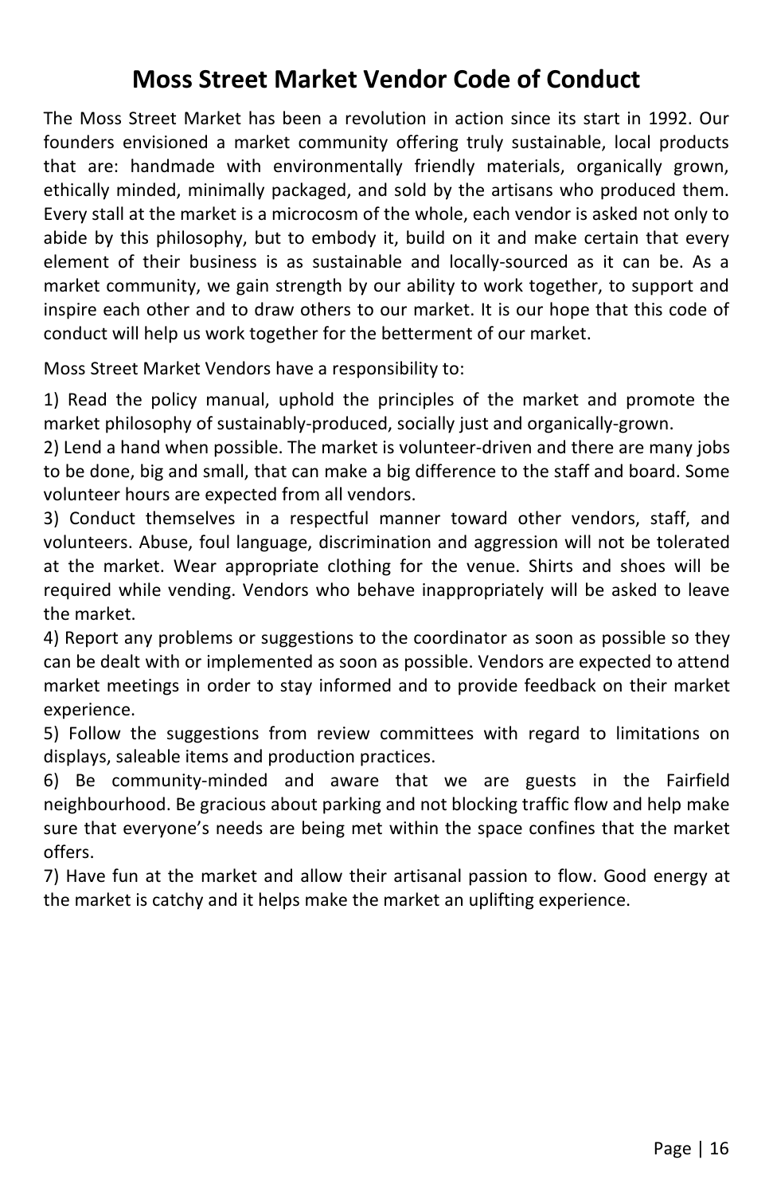# Moss Street Market Vendor Code of Conduct

The Moss Street Market has been a revolution in action since its start in 1992. Our founders envisioned a market community offering truly sustainable, local products that are: handmade with environmentally friendly materials, organically grown, ethically minded, minimally packaged, and sold by the artisans who produced them. Every stall at the market is a microcosm of the whole, each vendor is asked not only to abide by this philosophy, but to embody it, build on it and make certain that every element of their business is as sustainable and locally-sourced as it can be. As a market community, we gain strength by our ability to work together, to support and inspire each other and to draw others to our market. It is our hope that this code of conduct will help us work together for the betterment of our market.

Moss Street Market Vendors have a responsibility to:

1) Read the policy manual, uphold the principles of the market and promote the market philosophy of sustainably-produced, socially just and organically-grown.
2) Lend a hand when possible. The market is volunteer-driven and there are many jobs to be done, big and small, that can make a big difference to the staff and board. Some volunteer hours are expected from all vendors.
3) Conduct themselves in a respectful manner toward other vendors, staff, and volunteers. Abuse, foul language, discrimination and aggression will not be tolerated at the market. Wear appropriate clothing for the venue. Shirts and shoes will be required while vending. Vendors who behave inappropriately will be asked to leave the market.
4) Report any problems or suggestions to the coordinator as soon as possible so they can be dealt with or implemented as soon as possible. Vendors are expected to attend market meetings in order to stay informed and to provide feedback on their market experience.
5) Follow the suggestions from review committees with regard to limitations on displays, saleable items and production practices.
6) Be community-minded and aware that we are guests in the Fairfield neighbourhood. Be gracious about parking and not blocking traffic flow and help make sure that everyone's needs are being met within the space confines that the market offers.
7) Have fun at the market and allow their artisanal passion to flow. Good energy at the market is catchy and it helps make the market an uplifting experience.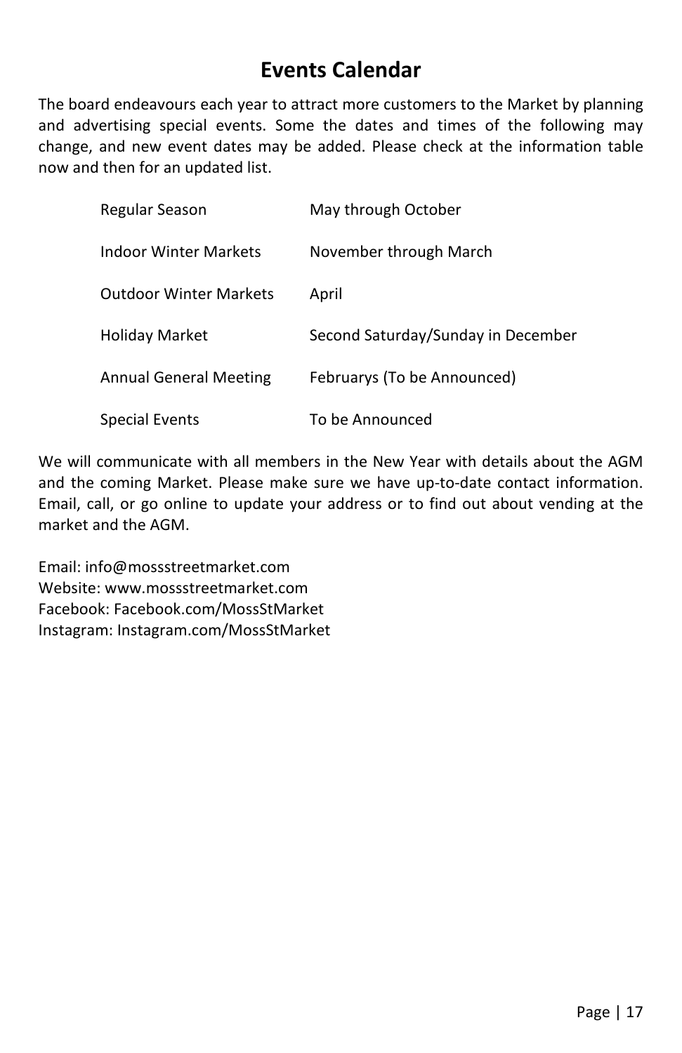# Events Calendar

The board endeavours each year to attract more customers to the Market by planning and advertising special events. Some the dates and times of the following may change, and new event dates may be added. Please check at the information table now and then for an updated list.

| | |
|---|---|
| Regular Season | May through October |
| Indoor Winter Markets | November through March |
| Outdoor Winter Markets | April |
| Holiday Market | Second Saturday/Sunday in December |
| Annual General Meeting | Februarys (To be Announced) |
| Special Events | To be Announced |

We will communicate with all members in the New Year with details about the AGM and the coming Market. Please make sure we have up-to-date contact information. Email, call, or go online to update your address or to find out about vending at the market and the AGM.

Email: info@mossstreetmarket.com
Website: www.mossstreetmarket.com
Facebook: Facebook.com/MossStMarket
Instagram: Instagram.com/MossStMarket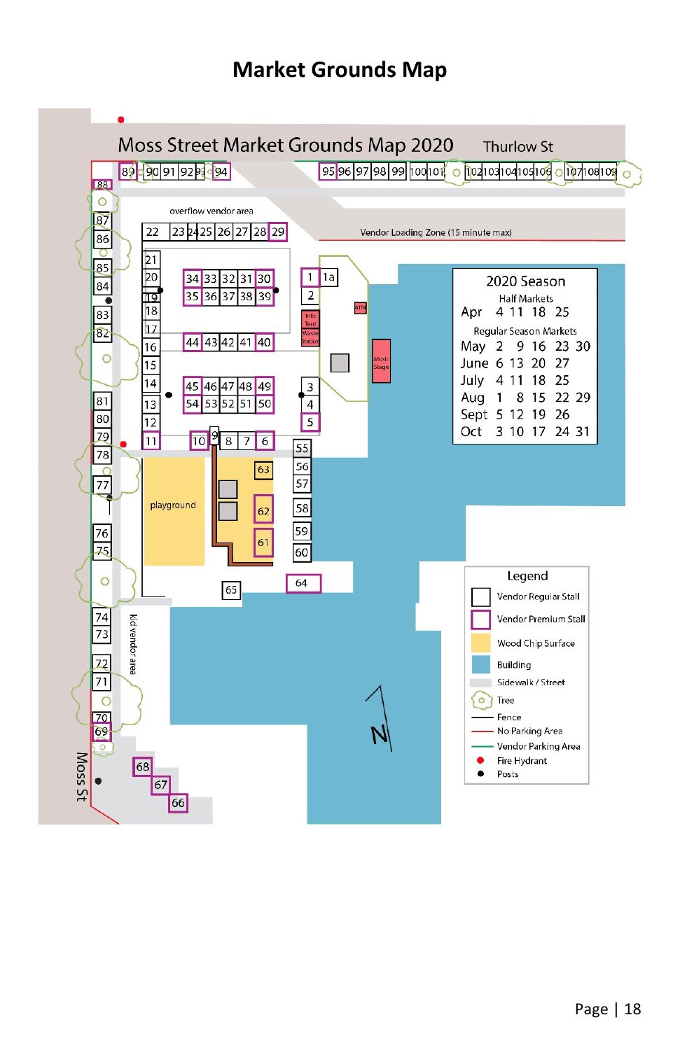# Market Grounds Map

Moss Street Market Grounds Map 2020

Thurlow St

Moss St

overflow vendor area

Vendor Loading Zone (15 minute max)

playground

kid vendor area

Info Tent

Waste Station

ATM

Music Stage

**2020 Season**

Half Markets

| | | | | | |
|---|---|---|---|---|---|
| Apr | 4 | 11 | 18 | 25 | |

Regular Season Markets

| | | | | | |
|---|---|---|---|---|---|
| May | 2 | 9 | 16 | 23 | 30 |
| June | 6 | 13 | 20 | 27 | |
| July | 4 | 11 | 18 | 25 | |
| Aug | 1 | 8 | 15 | 22 | 29 |
| Sept | 5 | 12 | 19 | 26 | |
| Oct | 3 | 10 | 17 | 24 | 31 |

**Legend**

- Vendor Regular Stall
- Vendor Premium Stall
- Wood Chip Surface
- Building
- Sidewalk / Street
- Tree
- Fence
- No Parking Area
- Vendor Parking Area
- Fire Hydrant
- Posts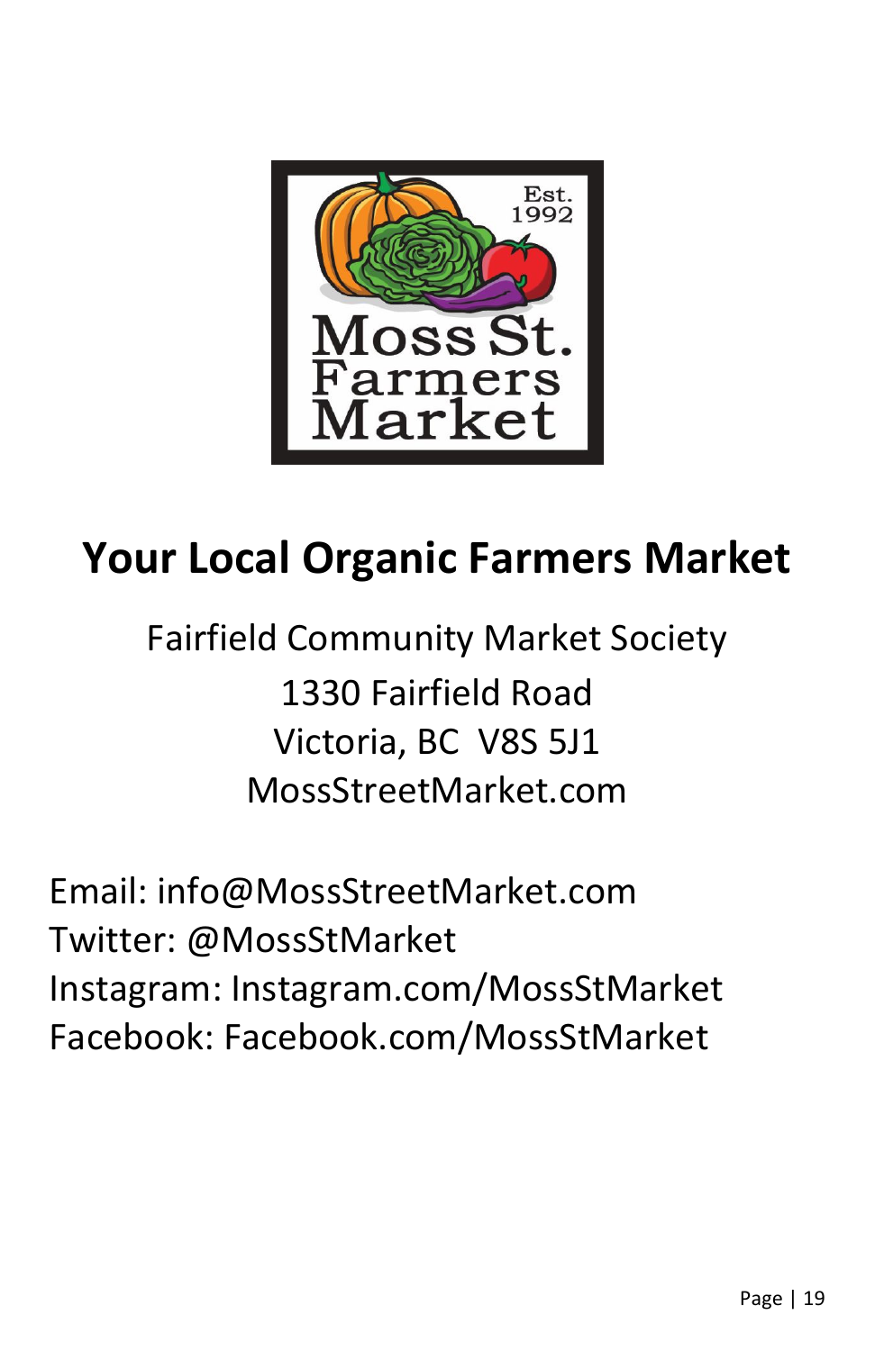# Your Local Organic Farmers Market

Fairfield Community Market Society
1330 Fairfield Road
Victoria, BC  V8S 5J1
MossStreetMarket.com

Email: info@MossStreetMarket.com
Twitter: @MossStMarket
Instagram: Instagram.com/MossStMarket
Facebook: Facebook.com/MossStMarket